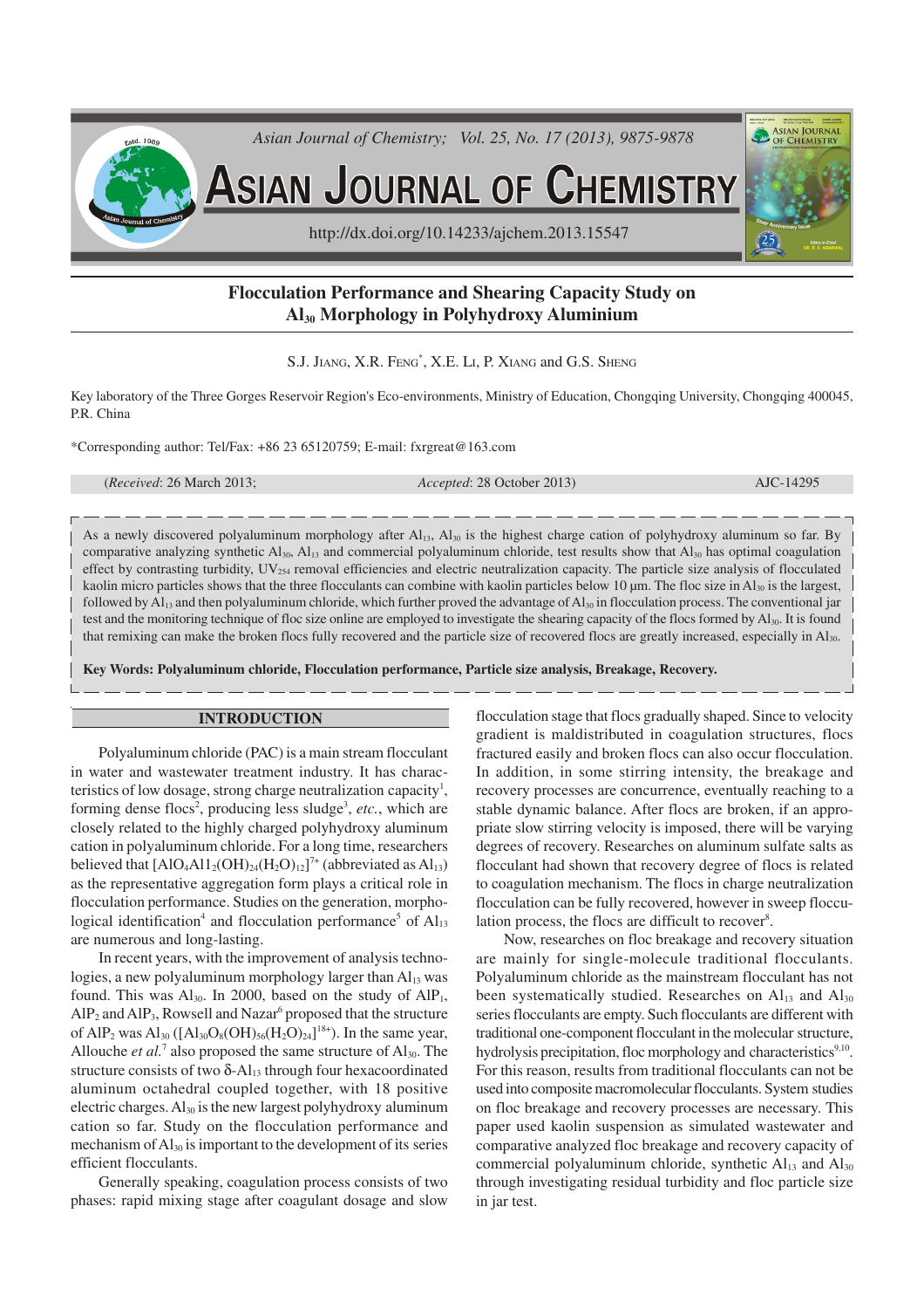# Flocculation Performance and Shearing Capacity Study on $Al_{30}$ Morphology in Polyhydroxy Aluminium

S.J. JIANG, X.R. FENG*, X.E. LI, P. XIANG and G.S. SHENG

Key laboratory of the Three Gorges Reservoir Region's Eco-environments, Ministry of Education, Chongqing University, Chongqing 400045, P.R. China

*Corresponding author: Tel/Fax: +86 23 65120759; E-mail: fxrgreat@163.com

(*Received*: 26 March 2013; *Accepted*: 28 October 2013) AJC-14295

As a newly discovered polyaluminum morphology after $Al_{13}$, $Al_{30}$ is the highest charge cation of polyhydroxy aluminum so far. By comparative analyzing synthetic $Al_{30}$, $Al_{13}$ and commercial polyaluminum chloride, test results show that $Al_{30}$ has optimal coagulation effect by contrasting turbidity, $UV_{254}$ removal efficiencies and electric neutralization capacity. The particle size analysis of flocculated kaolin micro particles shows that the three flocculants can combine with kaolin particles below 10 μm. The floc size in $Al_{30}$ is the largest, followed by $Al_{13}$ and then polyaluminum chloride, which further proved the advantage of $Al_{30}$ in flocculation process. The conventional jar test and the monitoring technique of floc size online are employed to investigate the shearing capacity of the flocs formed by $Al_{30}$. It is found that remixing can make the broken flocs fully recovered and the particle size of recovered flocs are greatly increased, especially in $Al_{30}$.

**Key Words: Polyaluminum chloride, Flocculation performance, Particle size analysis, Breakage, Recovery.**

## INTRODUCTION

Polyaluminum chloride (PAC) is a main stream flocculant in water and wastewater treatment industry. It has characteristics of low dosage, strong charge neutralization capacity[1], forming dense flocs[2], producing less sludge[3], *etc.*, which are closely related to the highly charged polyhydroxy aluminum cation in polyaluminum chloride. For a long time, researchers believed that $[AlO_4Al1_2(OH)_{24}(H_2O)_{12}]^{7+}$ (abbreviated as $Al_{13}$) as the representative aggregation form plays a critical role in flocculation performance. Studies on the generation, morphological identification[4] and flocculation performance[5] of $Al_{13}$ are numerous and long-lasting.

In recent years, with the improvement of analysis technologies, a new polyaluminum morphology larger than $Al_{13}$ was found. This was $Al_{30}$. In 2000, based on the study of $AlP_1$, $AlP_2$ and $AlP_3$, Rowsell and Nazar[6] proposed that the structure of $AlP_2$ was $Al_{30}$ ($[Al_{30}O_8(OH)_{56}(H_2O)_{24}]^{18+}$). In the same year, Allouche *et al.*[7] also proposed the same structure of $Al_{30}$. The structure consists of two δ-$Al_{13}$ through four hexacoordinated aluminum octahedral coupled together, with 18 positive electric charges. $Al_{30}$ is the new largest polyhydroxy aluminum cation so far. Study on the flocculation performance and mechanism of $Al_{30}$ is important to the development of its series efficient flocculants.

Generally speaking, coagulation process consists of two phases: rapid mixing stage after coagulant dosage and slow flocculation stage that flocs gradually shaped. Since to velocity gradient is maldistributed in coagulation structures, flocs fractured easily and broken flocs can also occur flocculation. In addition, in some stirring intensity, the breakage and recovery processes are concurrence, eventually reaching to a stable dynamic balance. After flocs are broken, if an appropriate slow stirring velocity is imposed, there will be varying degrees of recovery. Researches on aluminum sulfate salts as flocculant had shown that recovery degree of flocs is related to coagulation mechanism. The flocs in charge neutralization flocculation can be fully recovered, however in sweep flocculation process, the flocs are difficult to recover[8].

Now, researches on floc breakage and recovery situation are mainly for single-molecule traditional flocculants. Polyaluminum chloride as the mainstream flocculant has not been systematically studied. Researches on $Al_{13}$ and $Al_{30}$ series flocculants are empty. Such flocculants are different with traditional one-component flocculant in the molecular structure, hydrolysis precipitation, floc morphology and characteristics[9,10]. For this reason, results from traditional flocculants can not be used into composite macromolecular flocculants. System studies on floc breakage and recovery processes are necessary. This paper used kaolin suspension as simulated wastewater and comparative analyzed floc breakage and recovery capacity of commercial polyaluminum chloride, synthetic $Al_{13}$ and $Al_{30}$ through investigating residual turbidity and floc particle size in jar test.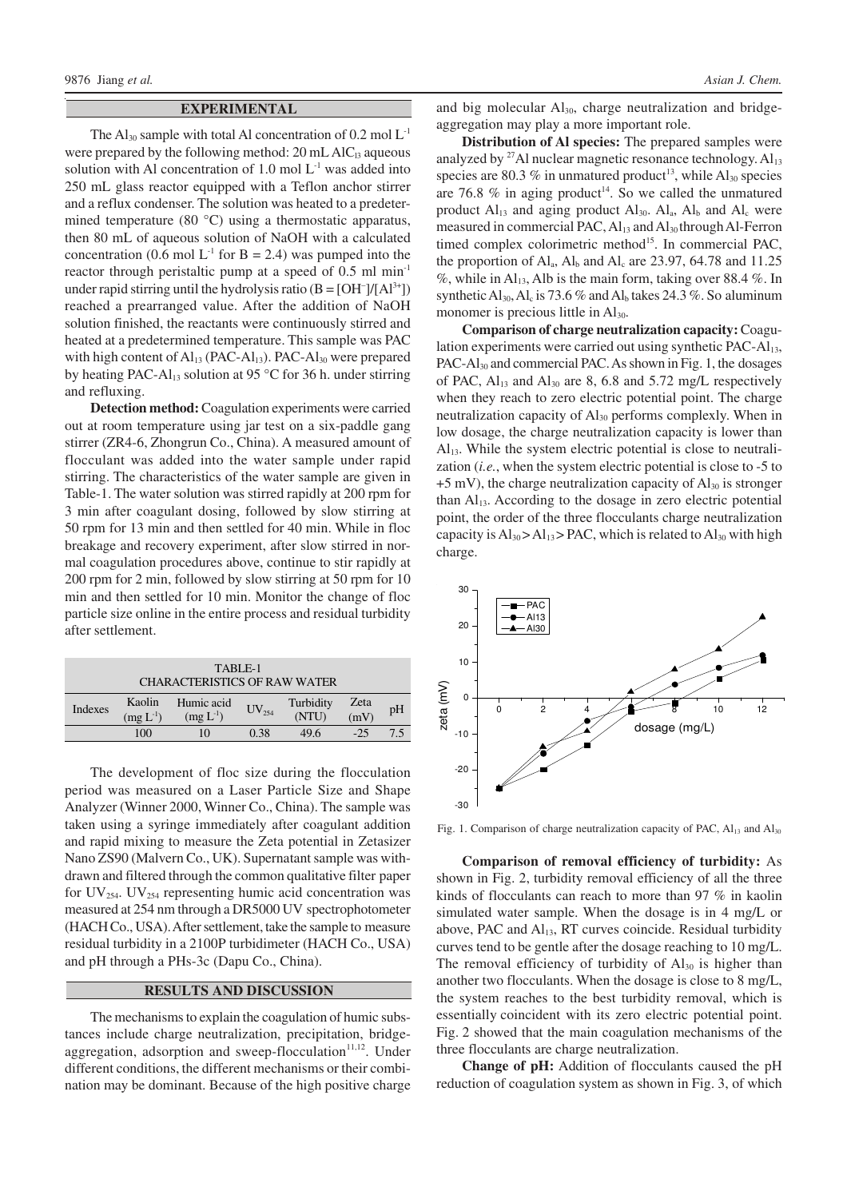## EXPERIMENTAL

The $Al_{30}$ sample with total Al concentration of 0.2 mol $L^{-1}$ were prepared by the following method: 20 mL $AlCl_3$ aqueous solution with Al concentration of 1.0 mol $L^{-1}$ was added into 250 mL glass reactor equipped with a Teflon anchor stirrer and a reflux condenser. The solution was heated to a predetermined temperature (80 °C) using a thermostatic apparatus, then 80 mL of aqueous solution of NaOH with a calculated concentration (0.6 mol $L^{-1}$ for B = 2.4) was pumped into the reactor through peristaltic pump at a speed of 0.5 ml $min^{-1}$ under rapid stirring until the hydrolysis ratio ($B = [OH^-]/[Al^{3+}]$) reached a prearranged value. After the addition of NaOH solution finished, the reactants were continuously stirred and heated at a predetermined temperature. This sample was PAC with high content of $Al_{13}$ (PAC-$Al_{13}$). PAC-$Al_{30}$ were prepared by heating PAC-$Al_{13}$ solution at 95 °C for 36 h. under stirring and refluxing.

**Detection method:** Coagulation experiments were carried out at room temperature using jar test on a six-paddle gang stirrer (ZR4-6, Zhongrun Co., China). A measured amount of flocculant was added into the water sample under rapid stirring. The characteristics of the water sample are given in Table-1. The water solution was stirred rapidly at 200 rpm for 3 min after coagulant dosing, followed by slow stirring at 50 rpm for 13 min and then settled for 40 min. While in floc breakage and recovery experiment, after slow stirred in normal coagulation procedures above, continue to stir rapidly at 200 rpm for 2 min, followed by slow stirring at 50 rpm for 10 min and then settled for 10 min. Monitor the change of floc particle size online in the entire process and residual turbidity after settlement.

TABLE-1
CHARACTERISTICS OF RAW WATER

| Indexes | Kaolin ($mg\ L^{-1}$) | Humic acid ($mg\ L^{-1}$) | $UV_{254}$ | Turbidity (NTU) | Zeta (mV) | pH |
|---|---|---|---|---|---|---|
| | 100 | 10 | 0.38 | 49.6 | -25 | 7.5 |

The development of floc size during the flocculation period was measured on a Laser Particle Size and Shape Analyzer (Winner 2000, Winner Co., China). The sample was taken using a syringe immediately after coagulant addition and rapid mixing to measure the Zeta potential in Zetasizer Nano ZS90 (Malvern Co., UK). Supernatant sample was withdrawn and filtered through the common qualitative filter paper for $UV_{254}$. $UV_{254}$ representing humic acid concentration was measured at 254 nm through a DR5000 UV spectrophotometer (HACH Co., USA). After settlement, take the sample to measure residual turbidity in a 2100P turbidimeter (HACH Co., USA) and pH through a PHs-3c (Dapu Co., China).

## RESULTS AND DISCUSSION

The mechanisms to explain the coagulation of humic substances include charge neutralization, precipitation, bridge-aggregation, adsorption and sweep-flocculation[11,12]. Under different conditions, the different mechanisms or their combination may be dominant. Because of the high positive charge and big molecular $Al_{30}$, charge neutralization and bridge-aggregation may play a more important role.

**Distribution of Al species:** The prepared samples were analyzed by $^{27}Al$ nuclear magnetic resonance technology. $Al_{13}$ species are 80.3 % in unmatured product[13], while $Al_{30}$ species are 76.8 % in aging product[14]. So we called the unmatured product $Al_{13}$ and aging product $Al_{30}$. $Al_a$, $Al_b$ and $Al_c$ were measured in commercial PAC, $Al_{13}$ and $Al_{30}$ through Al-Ferron timed complex colorimetric method[15]. In commercial PAC, the proportion of $Al_a$, $Al_b$ and $Al_c$ are 23.97, 64.78 and 11.25 %, while in $Al_{13}$, Alb is the main form, taking over 88.4 %. In synthetic $Al_{30}$, $Al_c$ is 73.6 % and $Al_b$ takes 24.3 %. So aluminum monomer is precious little in $Al_{30}$.

**Comparison of charge neutralization capacity:** Coagulation experiments were carried out using synthetic PAC-$Al_{13}$, PAC-$Al_{30}$ and commercial PAC. As shown in Fig. 1, the dosages of PAC, $Al_{13}$ and $Al_{30}$ are 8, 6.8 and 5.72 mg/L respectively when they reach to zero electric potential point. The charge neutralization capacity of $Al_{30}$ performs complexly. When in low dosage, the charge neutralization capacity is lower than $Al_{13}$. While the system electric potential is close to neutralization (*i.e.*, when the system electric potential is close to -5 to +5 mV), the charge neutralization capacity of $Al_{30}$ is stronger than $Al_{13}$. According to the dosage in zero electric potential point, the order of the three flocculants charge neutralization capacity is $Al_{30} > Al_{13} > PAC$, which is related to $Al_{30}$ with high charge.

Fig. 1. Comparison of charge neutralization capacity of PAC, $Al_{13}$ and $Al_{30}$

**Comparison of removal efficiency of turbidity:** As shown in Fig. 2, turbidity removal efficiency of all the three kinds of flocculants can reach to more than 97 % in kaolin simulated water sample. When the dosage is in 4 mg/L or above, PAC and $Al_{13}$, RT curves coincide. Residual turbidity curves tend to be gentle after the dosage reaching to 10 mg/L. The removal efficiency of turbidity of $Al_{30}$ is higher than another two flocculants. When the dosage is close to 8 mg/L, the system reaches to the best turbidity removal, which is essentially coincident with its zero electric potential point. Fig. 2 showed that the main coagulation mechanisms of the three flocculants are charge neutralization.

**Change of pH:** Addition of flocculants caused the pH reduction of coagulation system as shown in Fig. 3, of which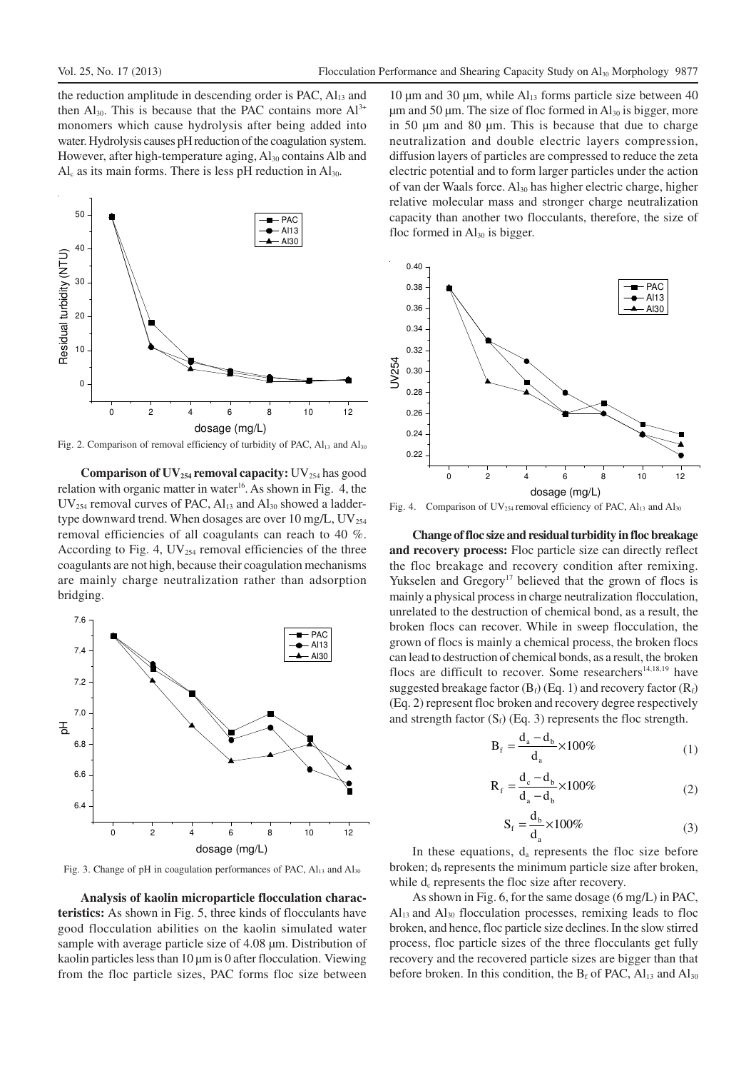the reduction amplitude in descending order is PAC, $Al_{13}$ and then $Al_{30}$. This is because that the PAC contains more $Al^{3+}$ monomers which cause hydrolysis after being added into water. Hydrolysis causes pH reduction of the coagulation system. However, after high-temperature aging, $Al_{30}$ contains Alb and $Al_c$ as its main forms. There is less pH reduction in $Al_{30}$.

Fig. 2. Comparison of removal efficiency of turbidity of PAC, $Al_{13}$ and $Al_{30}$

**Comparison of $UV_{254}$ removal capacity:** $UV_{254}$ has good relation with organic matter in water[16]. As shown in Fig. 4, the $UV_{254}$ removal curves of PAC, $Al_{13}$ and $Al_{30}$ showed a ladder-type downward trend. When dosages are over 10 mg/L, $UV_{254}$ removal efficiencies of all coagulants can reach to 40 %. According to Fig. 4, $UV_{254}$ removal efficiencies of the three coagulants are not high, because their coagulation mechanisms are mainly charge neutralization rather than adsorption bridging.

Fig. 3. Change of pH in coagulation performances of PAC, $Al_{13}$ and $Al_{30}$

**Analysis of kaolin microparticle flocculation characteristics:** As shown in Fig. 5, three kinds of flocculants have good flocculation abilities on the kaolin simulated water sample with average particle size of 4.08 μm. Distribution of kaolin particles less than 10 μm is 0 after flocculation. Viewing from the floc particle sizes, PAC forms floc size between 10 μm and 30 μm, while $Al_{13}$ forms particle size between 40 μm and 50 μm. The size of floc formed in $Al_{30}$ is bigger, more in 50 μm and 80 μm. This is because that due to charge neutralization and double electric layers compression, diffusion layers of particles are compressed to reduce the zeta electric potential and to form larger particles under the action of van der Waals force. $Al_{30}$ has higher electric charge, higher relative molecular mass and stronger charge neutralization capacity than another two flocculants, therefore, the size of floc formed in $Al_{30}$ is bigger.

Fig. 4. Comparison of $UV_{254}$ removal efficiency of PAC, $Al_{13}$ and $Al_{30}$

**Change of floc size and residual turbidity in floc breakage and recovery process:** Floc particle size can directly reflect the floc breakage and recovery condition after remixing. Yukselen and Gregory[17] believed that the grown of flocs is mainly a physical process in charge neutralization flocculation, unrelated to the destruction of chemical bond, as a result, the broken flocs can recover. While in sweep flocculation, the grown of flocs is mainly a chemical process, the broken flocs can lead to destruction of chemical bonds, as a result, the broken flocs are difficult to recover. Some researchers[14,18,19] have suggested breakage factor ($B_f$) (Eq. 1) and recovery factor ($R_f$) (Eq. 2) represent floc broken and recovery degree respectively and strength factor ($S_f$) (Eq. 3) represents the floc strength.

$$B_f = \frac{d_a - d_b}{d_a} \times 100\% \tag{1}$$

$$R_f = \frac{d_c - d_b}{d_a - d_b} \times 100\% \tag{2}$$

$$S_f = \frac{d_b}{d_a} \times 100\% \tag{3}$$

In these equations, $d_a$ represents the floc size before broken; $d_b$ represents the minimum particle size after broken, while $d_c$ represents the floc size after recovery.

As shown in Fig. 6, for the same dosage (6 mg/L) in PAC, $Al_{13}$ and $Al_{30}$ flocculation processes, remixing leads to floc broken, and hence, floc particle size declines. In the slow stirred process, floc particle sizes of the three flocculants get fully recovery and the recovered particle sizes are bigger than that before broken. In this condition, the $B_f$ of PAC, $Al_{13}$ and $Al_{30}$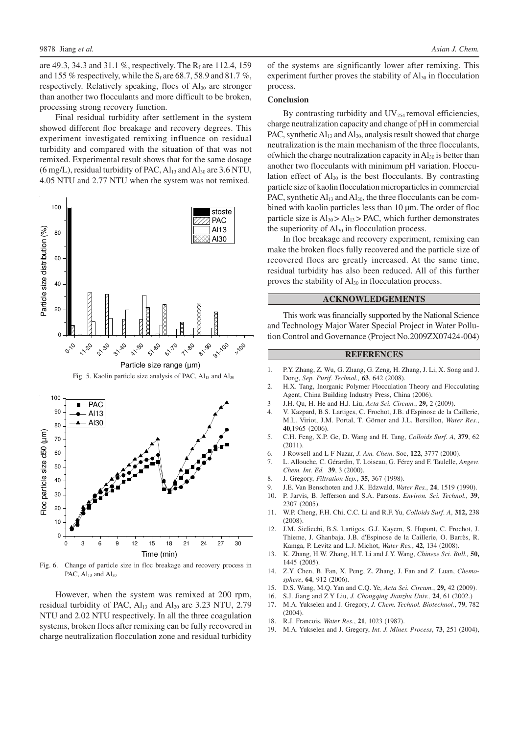are 49.3, 34.3 and 31.1 %, respectively. The $R_f$ are 112.4, 159 and 155 % respectively, while the $S_f$ are 68.7, 58.9 and 81.7 %, respectively. Relatively speaking, flocs of $Al_{30}$ are stronger than another two flocculants and more difficult to be broken, processing strong recovery function.

Final residual turbidity after settlement in the system showed different floc breakage and recovery degrees. This experiment investigated remixing influence on residual turbidity and compared with the situation of that was not remixed. Experimental result shows that for the same dosage (6 mg/L), residual turbidity of PAC, $Al_{13}$ and $Al_{30}$ are 3.6 NTU, 4.05 NTU and 2.77 NTU when the system was not remixed.

Particle size distribution (%)
100
80
60
40
20
0
0-10 11-20 21-30 31-40 41-50 51-60 61-70 71-80 81-90 91-100 >100
Particle size range (μm)
stoste
PAC
Al13
Al30

Fig. 5. Kaolin particle size analysis of PAC, $Al_{13}$ and $Al_{30}$

Floc particle size d50 (μm)
100
90
80
70
60
50
40
30
20
10
0
0 3 6 9 12 15 18 21 24 27 30
Time (min)
PAC
Al13
Al30

Fig. 6. Change of particle size in floc breakage and recovery process in PAC, $Al_{13}$ and $Al_{30}$

However, when the system was remixed at 200 rpm, residual turbidity of PAC, $Al_{13}$ and $Al_{30}$ are 3.23 NTU, 2.79 NTU and 2.02 NTU respectively. In all the three coagulation systems, broken flocs after remixing can be fully recovered in charge neutralization flocculation zone and residual turbidity of the systems are significantly lower after remixing. This experiment further proves the stability of $Al_{30}$ in flocculation process.

## Conclusion

By contrasting turbidity and $UV_{254}$ removal efficiencies, charge neutralization capacity and change of pH in commercial PAC, synthetic $Al_{13}$ and $Al_{30}$, analysis result showed that charge neutralization is the main mechanism of the three flocculants, ofwhich the charge neutralization capacity in $Al_{30}$ is better than another two flocculants with minimum pH variation. Flocculation effect of $Al_{30}$ is the best flocculants. By contrasting particle size of kaolin flocculation microparticles in commercial PAC, synthetic $Al_{13}$ and $Al_{30}$, the three flocculants can be combined with kaolin particles less than 10 μm. The order of floc particle size is $Al_{30} > Al_{13} >$ PAC, which further demonstrates the superiority of $Al_{30}$ in flocculation process.

In floc breakage and recovery experiment, remixing can make the broken flocs fully recovered and the particle size of recovered flocs are greatly increased. At the same time, residual turbidity has also been reduced. All of this further proves the stability of $Al_{30}$ in flocculation process.

## ACKNOWLEDGEMENTS

This work was financially supported by the National Science and Technology Major Water Special Project in Water Pollution Control and Governance (Project No.2009ZX07424-004)

## REFERENCES

1. P.Y. Zhang, Z. Wu, G. Zhang, G. Zeng, H. Zhang, J. Li, X. Song and J. Dong, *Sep. Purif. Technol.,* **63**, 642 (2008).
2. H.X. Tang, Inorganic Polymer Flocculation Theory and Flocculating Agent, China Building Industry Press, China (2006).
3. J.H. Qu, H. He and H.J. Liu, *Acta Sci. Circum.*, **29,** 2 (2009).
4. V. Kazpard, B.S. Lartiges, C. Frochot, J.B. d'Espinose de la Caillerie, M.L. Viriot, J.M. Portal, T. Görner and J.L. Bersillon, *Water Res.*, **40**,1965 (2006).
5. C.H. Feng, X.P. Ge, D. Wang and H. Tang, *Colloids Surf. A*, **379**, 62 (2011).
6. J Rowsell and L F Nazar, *J. Am. Chem.* Soc, **122**, 3777 (2000).
7. L. Allouche, C. Gérardin, T. Loiseau, G. Férey and T. Taulelle, *Angew. Chem. Int. Ed.* **39**, 3 (2000).
8. J. Gregory, *Filtration Sep.*, **35**, 367 (1998).
9. J.E. Van Benschoten and J.K. Edzwald, *Water Res.*, **24**, 1519 (1990).
10. P. Jarvis, B. Jefferson and S.A. Parsons. *Environ. Sci. Technol.,* **39**, 2307 (2005).
11. W.P. Cheng, F.H. Chi, C.C. Li and R.F. Yu, *Colloids Surf. A*, **312,** 238 (2008).
12. J.M. Sieliechi, B.S. Lartiges, G.J. Kayem, S. Hupont, C. Frochot, J. Thieme, J. Ghanbaja, J.B. d'Espinose de la Caillerie, O. Barrès, R. Kamga, P. Levitz and L.J. Michot, *Water Res.*, **42**, 134 (2008).
13. K. Zhang, H.W. Zhang, H.T. Li and J.Y. Wang, *Chinese Sci. Bull.,* **50,** 1445 (2005).
14. Z.Y. Chen, B. Fan, X. Peng, Z. Zhang, J. Fan and Z. Luan, *Chemosphere*, **64**, 912 (2006).
15. D.S. Wang, M.Q. Yan and C.Q. Ye, *Acta Sci. Circum.*, **29,** 42 (2009).
16. S.J. Jiang and Z Y Liu, *J. Chongqing Jianzhu Univ.,* **24**, 61 (2002.)
17. M.A. Yukselen and J. Gregory, *J. Chem. Technol. Biotechnol.*, **79**, 782 (2004).
18. R.J. Francois, *Water Res.*, **21**, 1023 (1987).
19. M.A. Yukselen and J. Gregory, *Int. J. Miner. Process*, **73**, 251 (2004),